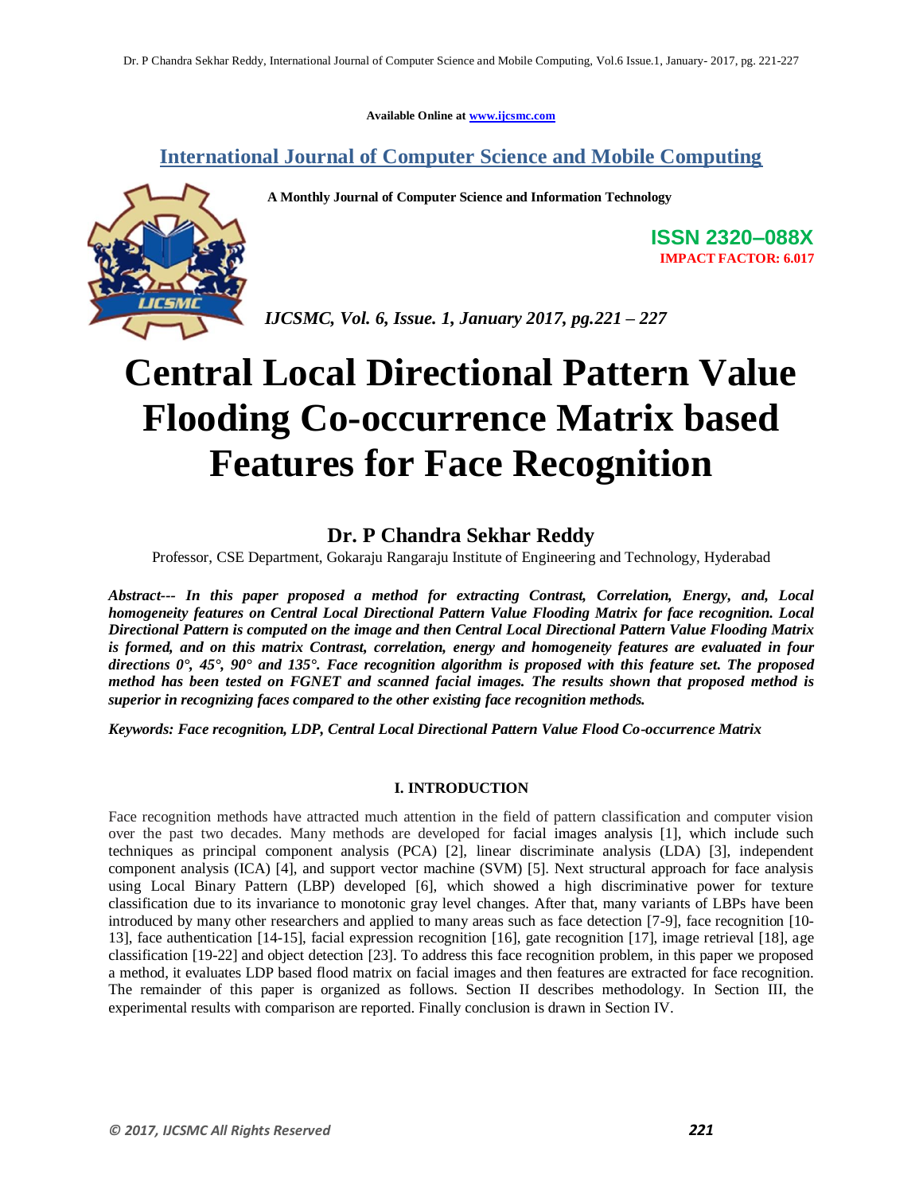Available Online at www.ijcsmc.com

**International Journal of Computer Science and Mobile Computing**

**A Monthly Journal of Computer Science and Information Technology**

**ISSN 2320–088X**
**IMPACT FACTOR: 6.017**

***IJCSMC, Vol. 6, Issue. 1, January 2017, pg.221 – 227***

# Central Local Directional Pattern Value Flooding Co-occurrence Matrix based Features for Face Recognition

## Dr. P Chandra Sekhar Reddy

Professor, CSE Department, Gokaraju Rangaraju Institute of Engineering and Technology, Hyderabad

***Abstract--- In this paper proposed a method for extracting Contrast, Correlation, Energy, and, Local homogeneity features on Central Local Directional Pattern Value Flooding Matrix for face recognition. Local Directional Pattern is computed on the image and then Central Local Directional Pattern Value Flooding Matrix is formed, and on this matrix Contrast, correlation, energy and homogeneity features are evaluated in four directions 0°, 45°, 90° and 135°. Face recognition algorithm is proposed with this feature set. The proposed method has been tested on FGNET and scanned facial images. The results shown that proposed method is superior in recognizing faces compared to the other existing face recognition methods.***

***Keywords: Face recognition, LDP, Central Local Directional Pattern Value Flood Co-occurrence Matrix***

### I. INTRODUCTION

Face recognition methods have attracted much attention in the field of pattern classification and computer vision over the past two decades. Many methods are developed for facial images analysis [1], which include such techniques as principal component analysis (PCA) [2], linear discriminate analysis (LDA) [3], independent component analysis (ICA) [4], and support vector machine (SVM) [5]. Next structural approach for face analysis using Local Binary Pattern (LBP) developed [6], which showed a high discriminative power for texture classification due to its invariance to monotonic gray level changes. After that, many variants of LBPs have been introduced by many other researchers and applied to many areas such as face detection [7-9], face recognition [10-13], face authentication [14-15], facial expression recognition [16], gate recognition [17], image retrieval [18], age classification [19-22] and object detection [23]. To address this face recognition problem, in this paper we proposed a method, it evaluates LDP based flood matrix on facial images and then features are extracted for face recognition. The remainder of this paper is organized as follows. Section II describes methodology. In Section III, the experimental results with comparison are reported. Finally conclusion is drawn in Section IV.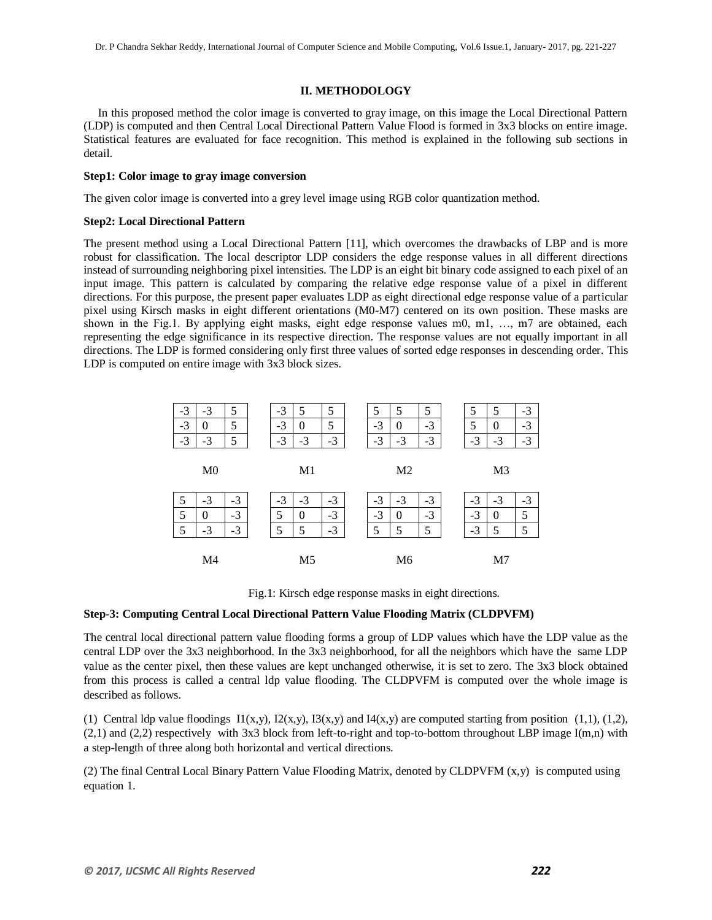## II. METHODOLOGY

In this proposed method the color image is converted to gray image, on this image the Local Directional Pattern (LDP) is computed and then Central Local Directional Pattern Value Flood is formed in 3x3 blocks on entire image. Statistical features are evaluated for face recognition. This method is explained in the following sub sections in detail.

**Step1: Color image to gray image conversion**

The given color image is converted into a grey level image using RGB color quantization method.

**Step2: Local Directional Pattern**

The present method using a Local Directional Pattern [11], which overcomes the drawbacks of LBP and is more robust for classification. The local descriptor LDP considers the edge response values in all different directions instead of surrounding neighboring pixel intensities. The LDP is an eight bit binary code assigned to each pixel of an input image. This pattern is calculated by comparing the relative edge response value of a pixel in different directions. For this purpose, the present paper evaluates LDP as eight directional edge response value of a particular pixel using Kirsch masks in eight different orientations (M0-M7) centered on its own position. These masks are shown in the Fig.1. By applying eight masks, eight edge response values m0, m1, …, m7 are obtained, each representing the edge significance in its respective direction. The response values are not equally important in all directions. The LDP is formed considering only first three values of sorted edge responses in descending order. This LDP is computed on entire image with 3x3 block sizes.

M0

| | | |
|---|---|---|
| -3 | -3 | 5 |
| -3 | 0 | 5 |
| -3 | -3 | 5 |

M1

| | | |
|---|---|---|
| -3 | 5 | 5 |
| -3 | 0 | 5 |
| -3 | -3 | -3 |

M2

| | | |
|---|---|---|
| 5 | 5 | 5 |
| -3 | 0 | -3 |
| -3 | -3 | -3 |

M3

| | | |
|---|---|---|
| 5 | 5 | -3 |
| 5 | 0 | -3 |
| -3 | -3 | -3 |

M4

| | | |
|---|---|---|
| 5 | -3 | -3 |
| 5 | 0 | -3 |
| 5 | -3 | -3 |

M5

| | | |
|---|---|---|
| -3 | -3 | -3 |
| 5 | 0 | -3 |
| 5 | 5 | -3 |

M6

| | | |
|---|---|---|
| -3 | -3 | -3 |
| -3 | 0 | -3 |
| 5 | 5 | 5 |

M7

| | | |
|---|---|---|
| -3 | -3 | -3 |
| -3 | 0 | 5 |
| -3 | 5 | 5 |

Fig.1: Kirsch edge response masks in eight directions.

**Step-3: Computing Central Local Directional Pattern Value Flooding Matrix (CLDPVFM)**

The central local directional pattern value flooding forms a group of LDP values which have the LDP value as the central LDP over the 3x3 neighborhood. In the 3x3 neighborhood, for all the neighbors which have the same LDP value as the center pixel, then these values are kept unchanged otherwise, it is set to zero. The 3x3 block obtained from this process is called a central ldp value flooding. The CLDPVFM is computed over the whole image is described as follows.

(1) Central ldp value floodings $I1(x,y)$, $I2(x,y)$, $I3(x,y)$ and $I4(x,y)$ are computed starting from position (1,1), (1,2), (2,1) and (2,2) respectively with 3x3 block from left-to-right and top-to-bottom throughout LBP image $I(m,n)$ with a step-length of three along both horizontal and vertical directions.

(2) The final Central Local Binary Pattern Value Flooding Matrix, denoted by CLDPVFM $(x,y)$ is computed using equation 1.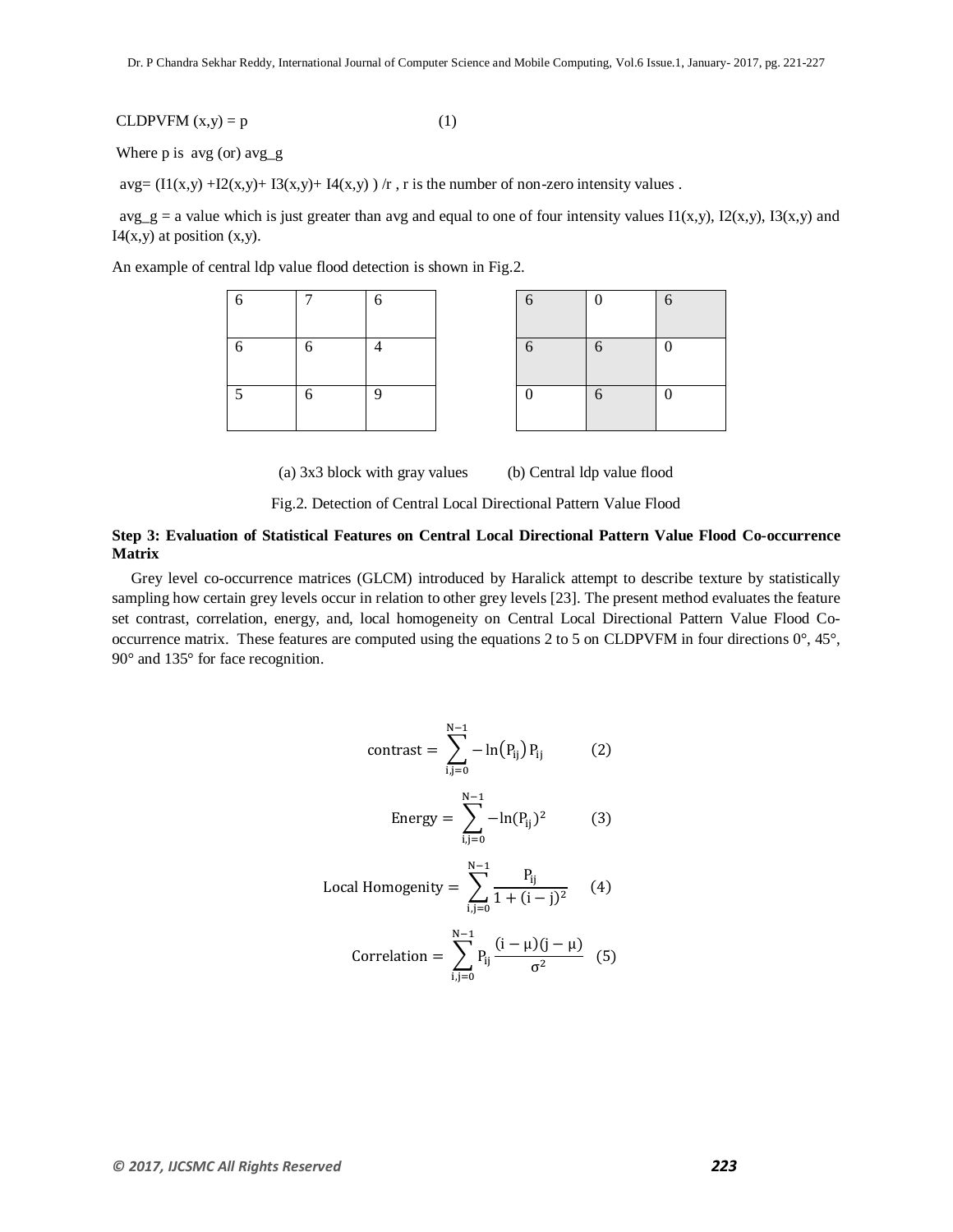CLDPVFM (x,y) = p (1)

Where p is avg (or) avg_g

avg= (I1(x,y) +I2(x,y)+ I3(x,y)+ I4(x,y) ) /r , r is the number of non-zero intensity values .

avg_g = a value which is just greater than avg and equal to one of four intensity values I1(x,y), I2(x,y), I3(x,y) and I4(x,y) at position (x,y).

An example of central ldp value flood detection is shown in Fig.2.

| | | |
|---|---|---|
| 6 | 7 | 6 |
| 6 | 6 | 4 |
| 5 | 6 | 9 |

(a) 3x3 block with gray values

| | | |
|---|---|---|
| 6 | 0 | 6 |
| 6 | 6 | 0 |
| 0 | 6 | 0 |

(b) Central ldp value flood

Fig.2. Detection of Central Local Directional Pattern Value Flood

**Step 3: Evaluation of Statistical Features on Central Local Directional Pattern Value Flood Co-occurrence Matrix**

Grey level co-occurrence matrices (GLCM) introduced by Haralick attempt to describe texture by statistically sampling how certain grey levels occur in relation to other grey levels [23]. The present method evaluates the feature set contrast, correlation, energy, and, local homogeneity on Central Local Directional Pattern Value Flood Co-occurrence matrix. These features are computed using the equations 2 to 5 on CLDPVFM in four directions 0°, 45°, 90° and 135° for face recognition.

$$\text{contrast} = \sum_{i,j=0}^{N-1} -\ln(P_{ij})\, P_{ij} \qquad (2)$$

$$\text{Energy} = \sum_{i,j=0}^{N-1} -\ln(P_{ij})^2 \qquad (3)$$

$$\text{Local Homogenity} = \sum_{i,j=0}^{N-1} \frac{P_{ij}}{1+(i-j)^2} \qquad (4)$$

$$\text{Correlation} = \sum_{i,j=0}^{N-1} P_{ij} \frac{(i-\mu)(j-\mu)}{\sigma^2} \qquad (5)$$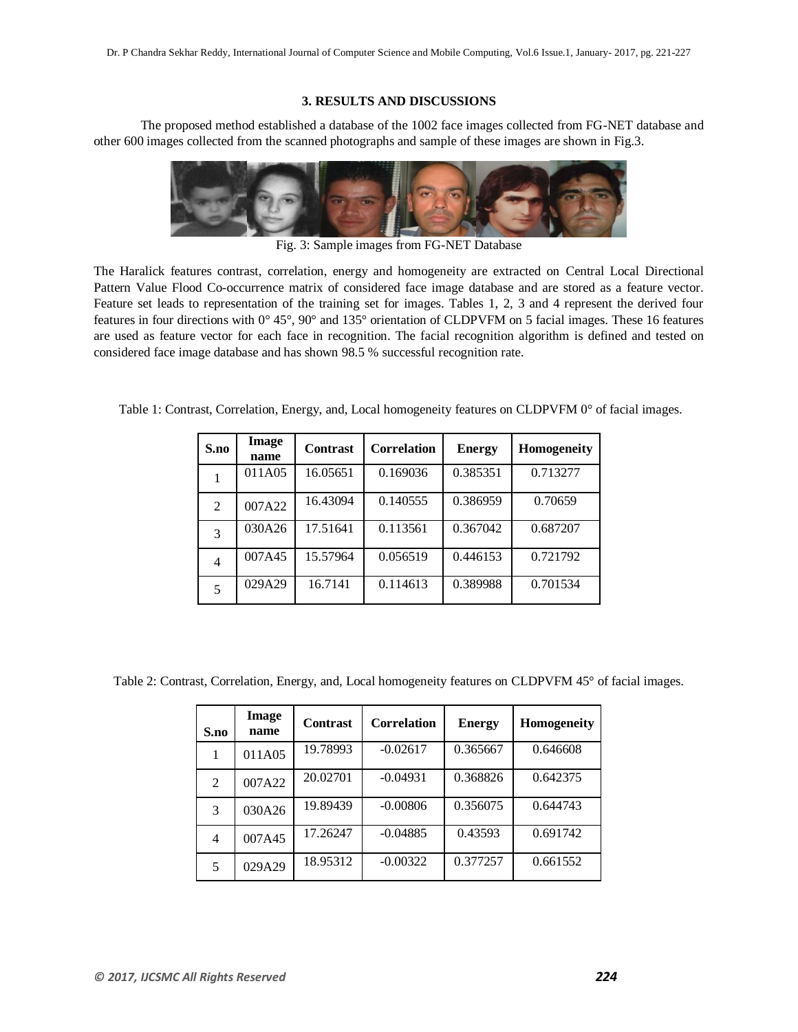## 3. RESULTS AND DISCUSSIONS

The proposed method established a database of the 1002 face images collected from FG-NET database and other 600 images collected from the scanned photographs and sample of these images are shown in Fig.3.

Fig. 3: Sample images from FG-NET Database

The Haralick features contrast, correlation, energy and homogeneity are extracted on Central Local Directional Pattern Value Flood Co-occurrence matrix of considered face image database and are stored as a feature vector. Feature set leads to representation of the training set for images. Tables 1, 2, 3 and 4 represent the derived four features in four directions with 0° 45°, 90° and 135° orientation of CLDPVFM on 5 facial images. These 16 features are used as feature vector for each face in recognition. The facial recognition algorithm is defined and tested on considered face image database and has shown 98.5 % successful recognition rate.

Table 1: Contrast, Correlation, Energy, and, Local homogeneity features on CLDPVFM 0° of facial images.

| S.no | Image name | Contrast | Correlation | Energy | Homogeneity |
|---|---|---|---|---|---|
| 1 | 011A05 | 16.05651 | 0.169036 | 0.385351 | 0.713277 |
| 2 | 007A22 | 16.43094 | 0.140555 | 0.386959 | 0.70659 |
| 3 | 030A26 | 17.51641 | 0.113561 | 0.367042 | 0.687207 |
| 4 | 007A45 | 15.57964 | 0.056519 | 0.446153 | 0.721792 |
| 5 | 029A29 | 16.7141 | 0.114613 | 0.389988 | 0.701534 |

Table 2: Contrast, Correlation, Energy, and, Local homogeneity features on CLDPVFM 45° of facial images.

| S.no | Image name | Contrast | Correlation | Energy | Homogeneity |
|---|---|---|---|---|---|
| 1 | 011A05 | 19.78993 | -0.02617 | 0.365667 | 0.646608 |
| 2 | 007A22 | 20.02701 | -0.04931 | 0.368826 | 0.642375 |
| 3 | 030A26 | 19.89439 | -0.00806 | 0.356075 | 0.644743 |
| 4 | 007A45 | 17.26247 | -0.04885 | 0.43593 | 0.691742 |
| 5 | 029A29 | 18.95312 | -0.00322 | 0.377257 | 0.661552 |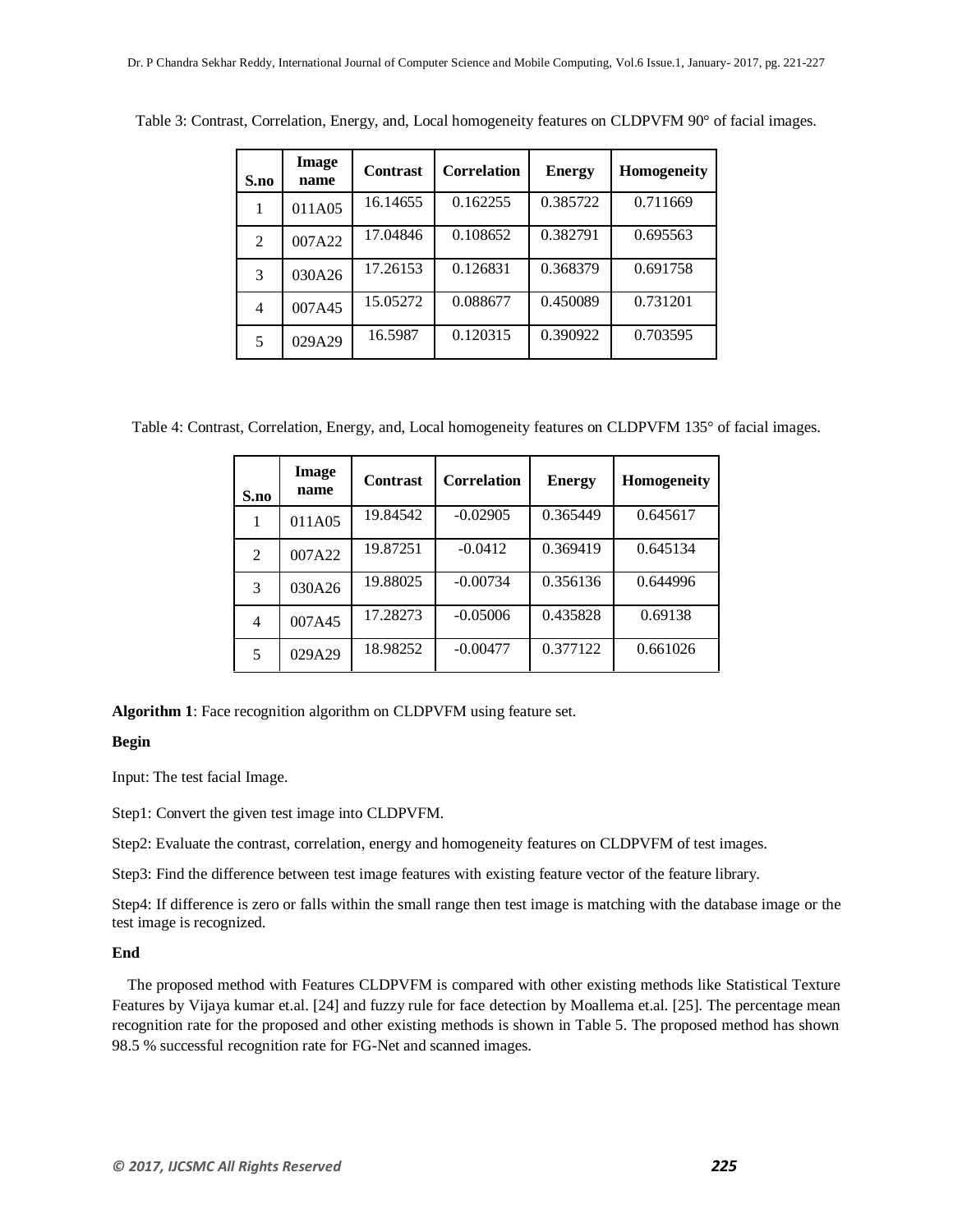Table 3: Contrast, Correlation, Energy, and, Local homogeneity features on CLDPVFM 90° of facial images.

| S.no | Image name | Contrast | Correlation | Energy | Homogeneity |
|---|---|---|---|---|---|
| 1 | 011A05 | 16.14655 | 0.162255 | 0.385722 | 0.711669 |
| 2 | 007A22 | 17.04846 | 0.108652 | 0.382791 | 0.695563 |
| 3 | 030A26 | 17.26153 | 0.126831 | 0.368379 | 0.691758 |
| 4 | 007A45 | 15.05272 | 0.088677 | 0.450089 | 0.731201 |
| 5 | 029A29 | 16.5987 | 0.120315 | 0.390922 | 0.703595 |

Table 4: Contrast, Correlation, Energy, and, Local homogeneity features on CLDPVFM 135° of facial images.

| S.no | Image name | Contrast | Correlation | Energy | Homogeneity |
|---|---|---|---|---|---|
| 1 | 011A05 | 19.84542 | -0.02905 | 0.365449 | 0.645617 |
| 2 | 007A22 | 19.87251 | -0.0412 | 0.369419 | 0.645134 |
| 3 | 030A26 | 19.88025 | -0.00734 | 0.356136 | 0.644996 |
| 4 | 007A45 | 17.28273 | -0.05006 | 0.435828 | 0.69138 |
| 5 | 029A29 | 18.98252 | -0.00477 | 0.377122 | 0.661026 |

**Algorithm 1**: Face recognition algorithm on CLDPVFM using feature set.

**Begin**

Input: The test facial Image.

Step1: Convert the given test image into CLDPVFM.

Step2: Evaluate the contrast, correlation, energy and homogeneity features on CLDPVFM of test images.

Step3: Find the difference between test image features with existing feature vector of the feature library.

Step4: If difference is zero or falls within the small range then test image is matching with the database image or the test image is recognized.

**End**

The proposed method with Features CLDPVFM is compared with other existing methods like Statistical Texture Features by Vijaya kumar et.al. [24] and fuzzy rule for face detection by Moallema et.al. [25]. The percentage mean recognition rate for the proposed and other existing methods is shown in Table 5. The proposed method has shown 98.5 % successful recognition rate for FG-Net and scanned images.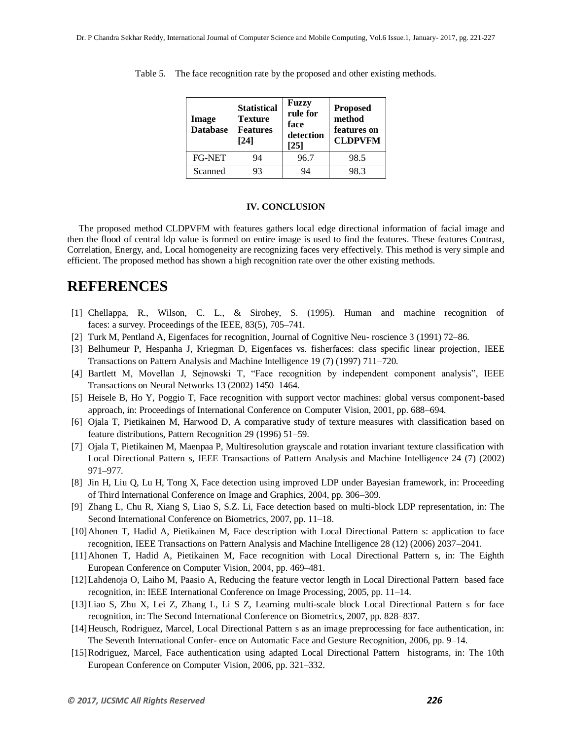Table 5. The face recognition rate by the proposed and other existing methods.

| Image Database | Statistical Texture Features [24] | Fuzzy rule for face detection [25] | Proposed method features on CLDPVFM |
|---|---|---|---|
| FG-NET | 94 | 96.7 | 98.5 |
| Scanned | 93 | 94 | 98.3 |

### IV. CONCLUSION

The proposed method CLDPVFM with features gathers local edge directional information of facial image and then the flood of central ldp value is formed on entire image is used to find the features. These features Contrast, Correlation, Energy, and, Local homogeneity are recognizing faces very effectively. This method is very simple and efficient. The proposed method has shown a high recognition rate over the other existing methods.

# REFERENCES

[1] Chellappa, R., Wilson, C. L., & Sirohey, S. (1995). Human and machine recognition of faces: a survey. Proceedings of the IEEE, 83(5), 705–741.

[2] Turk M, Pentland A, Eigenfaces for recognition, Journal of Cognitive Neu- roscience 3 (1991) 72–86.

[3] Belhumeur P, Hespanha J, Kriegman D, Eigenfaces vs. fisherfaces: class specific linear projection, IEEE Transactions on Pattern Analysis and Machine Intelligence 19 (7) (1997) 711–720.

[4] Bartlett M, Movellan J, Sejnowski T, "Face recognition by independent component analysis", IEEE Transactions on Neural Networks 13 (2002) 1450–1464.

[5] Heisele B, Ho Y, Poggio T, Face recognition with support vector machines: global versus component-based approach, in: Proceedings of International Conference on Computer Vision, 2001, pp. 688–694.

[6] Ojala T, Pietikainen M, Harwood D, A comparative study of texture measures with classification based on feature distributions, Pattern Recognition 29 (1996) 51–59.

[7] Ojala T, Pietikainen M, Maenpaa P, Multiresolution grayscale and rotation invariant texture classification with Local Directional Pattern s, IEEE Transactions of Pattern Analysis and Machine Intelligence 24 (7) (2002) 971–977.

[8] Jin H, Liu Q, Lu H, Tong X, Face detection using improved LDP under Bayesian framework, in: Proceeding of Third International Conference on Image and Graphics, 2004, pp. 306–309.

[9] Zhang L, Chu R, Xiang S, Liao S, S.Z. Li, Face detection based on multi-block LDP representation, in: The Second International Conference on Biometrics, 2007, pp. 11–18.

[10] Ahonen T, Hadid A, Pietikainen M, Face description with Local Directional Pattern s: application to face recognition, IEEE Transactions on Pattern Analysis and Machine Intelligence 28 (12) (2006) 2037–2041.

[11] Ahonen T, Hadid A, Pietikainen M, Face recognition with Local Directional Pattern s, in: The Eighth European Conference on Computer Vision, 2004, pp. 469–481.

[12] Lahdenoja O, Laiho M, Paasio A, Reducing the feature vector length in Local Directional Pattern based face recognition, in: IEEE International Conference on Image Processing, 2005, pp. 11–14.

[13] Liao S, Zhu X, Lei Z, Zhang L, Li S Z, Learning multi-scale block Local Directional Pattern s for face recognition, in: The Second International Conference on Biometrics, 2007, pp. 828–837.

[14] Heusch, Rodriguez, Marcel, Local Directional Pattern s as an image preprocessing for face authentication, in: The Seventh International Confer- ence on Automatic Face and Gesture Recognition, 2006, pp. 9–14.

[15] Rodriguez, Marcel, Face authentication using adapted Local Directional Pattern histograms, in: The 10th European Conference on Computer Vision, 2006, pp. 321–332.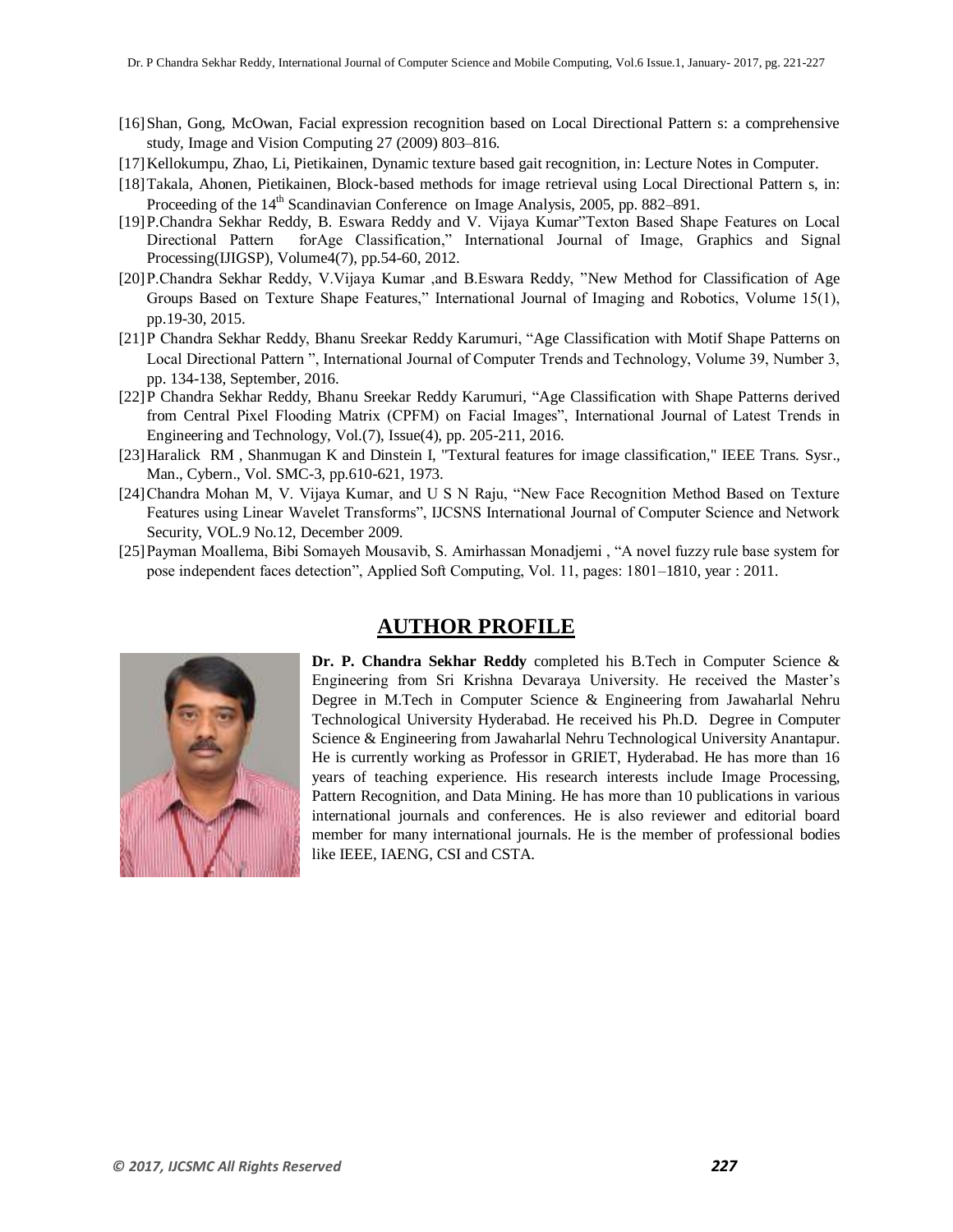[16] Shan, Gong, McOwan, Facial expression recognition based on Local Directional Pattern s: a comprehensive study, Image and Vision Computing 27 (2009) 803–816.

[17] Kellokumpu, Zhao, Li, Pietikainen, Dynamic texture based gait recognition, in: Lecture Notes in Computer.

[18] Takala, Ahonen, Pietikainen, Block-based methods for image retrieval using Local Directional Pattern s, in: Proceeding of the 14th Scandinavian Conference on Image Analysis, 2005, pp. 882–891.

[19] P.Chandra Sekhar Reddy, B. Eswara Reddy and V. Vijaya Kumar"Texton Based Shape Features on Local Directional Pattern forAge Classification," International Journal of Image, Graphics and Signal Processing(IJIGSP), Volume4(7), pp.54-60, 2012.

[20] P.Chandra Sekhar Reddy, V.Vijaya Kumar ,and B.Eswara Reddy, "New Method for Classification of Age Groups Based on Texture Shape Features," International Journal of Imaging and Robotics, Volume 15(1), pp.19-30, 2015.

[21] P Chandra Sekhar Reddy, Bhanu Sreekar Reddy Karumuri, "Age Classification with Motif Shape Patterns on Local Directional Pattern ", International Journal of Computer Trends and Technology, Volume 39, Number 3, pp. 134-138, September, 2016.

[22] P Chandra Sekhar Reddy, Bhanu Sreekar Reddy Karumuri, "Age Classification with Shape Patterns derived from Central Pixel Flooding Matrix (CPFM) on Facial Images", International Journal of Latest Trends in Engineering and Technology, Vol.(7), Issue(4), pp. 205-211, 2016.

[23] Haralick RM , Shanmugan K and Dinstein I, "Textural features for image classification," IEEE Trans. Sysr., Man., Cybern., Vol. SMC-3, pp.610-621, 1973.

[24] Chandra Mohan M, V. Vijaya Kumar, and U S N Raju, "New Face Recognition Method Based on Texture Features using Linear Wavelet Transforms", IJCSNS International Journal of Computer Science and Network Security, VOL.9 No.12, December 2009.

[25] Payman Moallema, Bibi Somayeh Mousavib, S. Amirhassan Monadjemi , "A novel fuzzy rule base system for pose independent faces detection", Applied Soft Computing, Vol. 11, pages: 1801–1810, year : 2011.

## AUTHOR PROFILE

**Dr. P. Chandra Sekhar Reddy** completed his B.Tech in Computer Science & Engineering from Sri Krishna Devaraya University. He received the Master's Degree in M.Tech in Computer Science & Engineering from Jawaharlal Nehru Technological University Hyderabad. He received his Ph.D. Degree in Computer Science & Engineering from Jawaharlal Nehru Technological University Anantapur. He is currently working as Professor in GRIET, Hyderabad. He has more than 16 years of teaching experience. His research interests include Image Processing, Pattern Recognition, and Data Mining. He has more than 10 publications in various international journals and conferences. He is also reviewer and editorial board member for many international journals. He is the member of professional bodies like IEEE, IAENG, CSI and CSTA.